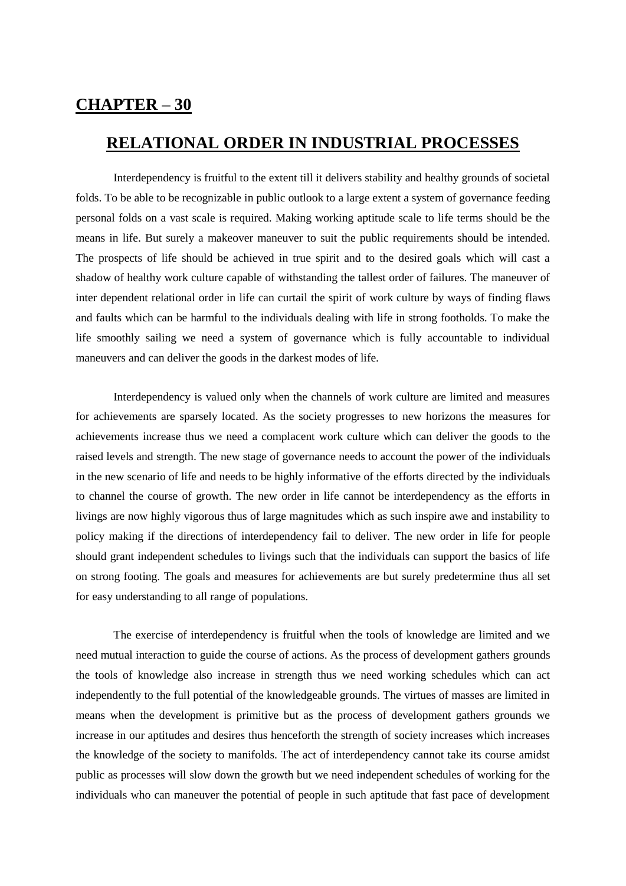## CHAPTER – 30

## RELATIONAL ORDER IN INDUSTRIAL PROCESSES

Interdependency is fruitful to the extent till it delivers stability and healthy grounds of societal folds. To be able to be recognizable in public outlook to a large extent a system of governance feeding personal folds on a vast scale is required. Making working aptitude scale to life terms should be the means in life. But surely a makeover maneuver to suit the public requirements should be intended. The prospects of life should be achieved in true spirit and to the desired goals which will cast a shadow of healthy work culture capable of withstanding the tallest order of failures. The maneuver of inter dependent relational order in life can curtail the spirit of work culture by ways of finding flaws and faults which can be harmful to the individuals dealing with life in strong footholds. To make the life smoothly sailing we need a system of governance which is fully accountable to individual maneuvers and can deliver the goods in the darkest modes of life.

Interdependency is valued only when the channels of work culture are limited and measures for achievements are sparsely located. As the society progresses to new horizons the measures for achievements increase thus we need a complacent work culture which can deliver the goods to the raised levels and strength. The new stage of governance needs to account the power of the individuals in the new scenario of life and needs to be highly informative of the efforts directed by the individuals to channel the course of growth. The new order in life cannot be interdependency as the efforts in livings are now highly vigorous thus of large magnitudes which as such inspire awe and instability to policy making if the directions of interdependency fail to deliver. The new order in life for people should grant independent schedules to livings such that the individuals can support the basics of life on strong footing. The goals and measures for achievements are but surely predetermine thus all set for easy understanding to all range of populations.

The exercise of interdependency is fruitful when the tools of knowledge are limited and we need mutual interaction to guide the course of actions. As the process of development gathers grounds the tools of knowledge also increase in strength thus we need working schedules which can act independently to the full potential of the knowledgeable grounds. The virtues of masses are limited in means when the development is primitive but as the process of development gathers grounds we increase in our aptitudes and desires thus henceforth the strength of society increases which increases the knowledge of the society to manifolds. The act of interdependency cannot take its course amidst public as processes will slow down the growth but we need independent schedules of working for the individuals who can maneuver the potential of people in such aptitude that fast pace of development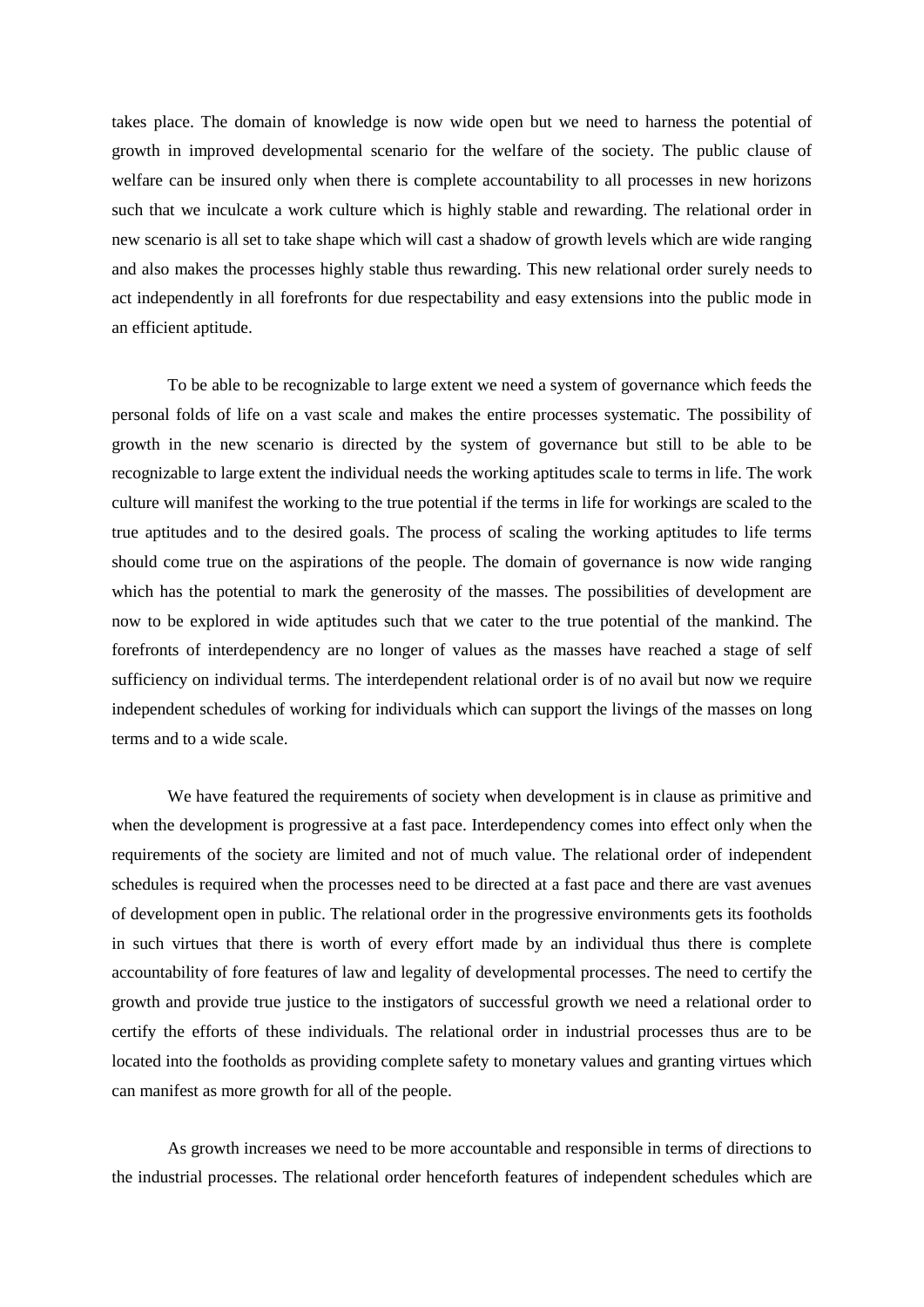takes place. The domain of knowledge is now wide open but we need to harness the potential of growth in improved developmental scenario for the welfare of the society. The public clause of welfare can be insured only when there is complete accountability to all processes in new horizons such that we inculcate a work culture which is highly stable and rewarding. The relational order in new scenario is all set to take shape which will cast a shadow of growth levels which are wide ranging and also makes the processes highly stable thus rewarding. This new relational order surely needs to act independently in all forefronts for due respectability and easy extensions into the public mode in an efficient aptitude.

To be able to be recognizable to large extent we need a system of governance which feeds the personal folds of life on a vast scale and makes the entire processes systematic. The possibility of growth in the new scenario is directed by the system of governance but still to be able to be recognizable to large extent the individual needs the working aptitudes scale to terms in life. The work culture will manifest the working to the true potential if the terms in life for workings are scaled to the true aptitudes and to the desired goals. The process of scaling the working aptitudes to life terms should come true on the aspirations of the people. The domain of governance is now wide ranging which has the potential to mark the generosity of the masses. The possibilities of development are now to be explored in wide aptitudes such that we cater to the true potential of the mankind. The forefronts of interdependency are no longer of values as the masses have reached a stage of self sufficiency on individual terms. The interdependent relational order is of no avail but now we require independent schedules of working for individuals which can support the livings of the masses on long terms and to a wide scale.

We have featured the requirements of society when development is in clause as primitive and when the development is progressive at a fast pace. Interdependency comes into effect only when the requirements of the society are limited and not of much value. The relational order of independent schedules is required when the processes need to be directed at a fast pace and there are vast avenues of development open in public. The relational order in the progressive environments gets its footholds in such virtues that there is worth of every effort made by an individual thus there is complete accountability of fore features of law and legality of developmental processes. The need to certify the growth and provide true justice to the instigators of successful growth we need a relational order to certify the efforts of these individuals. The relational order in industrial processes thus are to be located into the footholds as providing complete safety to monetary values and granting virtues which can manifest as more growth for all of the people.

As growth increases we need to be more accountable and responsible in terms of directions to the industrial processes. The relational order henceforth features of independent schedules which are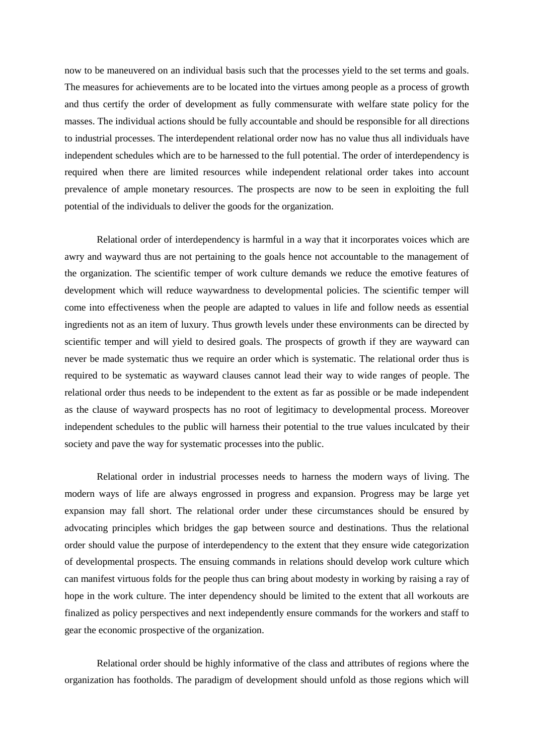now to be maneuvered on an individual basis such that the processes yield to the set terms and goals. The measures for achievements are to be located into the virtues among people as a process of growth and thus certify the order of development as fully commensurate with welfare state policy for the masses. The individual actions should be fully accountable and should be responsible for all directions to industrial processes. The interdependent relational order now has no value thus all individuals have independent schedules which are to be harnessed to the full potential. The order of interdependency is required when there are limited resources while independent relational order takes into account prevalence of ample monetary resources. The prospects are now to be seen in exploiting the full potential of the individuals to deliver the goods for the organization.

Relational order of interdependency is harmful in a way that it incorporates voices which are awry and wayward thus are not pertaining to the goals hence not accountable to the management of the organization. The scientific temper of work culture demands we reduce the emotive features of development which will reduce waywardness to developmental policies. The scientific temper will come into effectiveness when the people are adapted to values in life and follow needs as essential ingredients not as an item of luxury. Thus growth levels under these environments can be directed by scientific temper and will yield to desired goals. The prospects of growth if they are wayward can never be made systematic thus we require an order which is systematic. The relational order thus is required to be systematic as wayward clauses cannot lead their way to wide ranges of people. The relational order thus needs to be independent to the extent as far as possible or be made independent as the clause of wayward prospects has no root of legitimacy to developmental process. Moreover independent schedules to the public will harness their potential to the true values inculcated by their society and pave the way for systematic processes into the public.

Relational order in industrial processes needs to harness the modern ways of living. The modern ways of life are always engrossed in progress and expansion. Progress may be large yet expansion may fall short. The relational order under these circumstances should be ensured by advocating principles which bridges the gap between source and destinations. Thus the relational order should value the purpose of interdependency to the extent that they ensure wide categorization of developmental prospects. The ensuing commands in relations should develop work culture which can manifest virtuous folds for the people thus can bring about modesty in working by raising a ray of hope in the work culture. The inter dependency should be limited to the extent that all workouts are finalized as policy perspectives and next independently ensure commands for the workers and staff to gear the economic prospective of the organization.

Relational order should be highly informative of the class and attributes of regions where the organization has footholds. The paradigm of development should unfold as those regions which will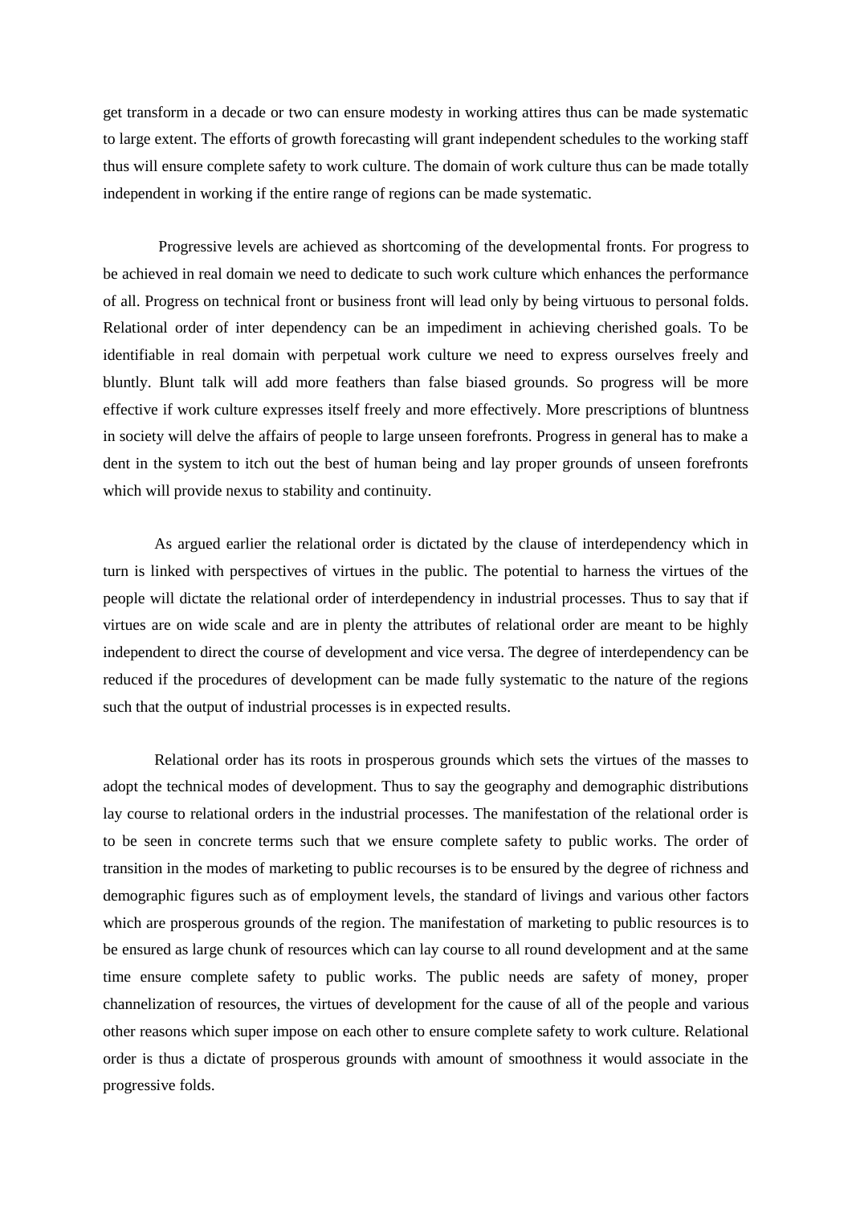get transform in a decade or two can ensure modesty in working attires thus can be made systematic to large extent. The efforts of growth forecasting will grant independent schedules to the working staff thus will ensure complete safety to work culture. The domain of work culture thus can be made totally independent in working if the entire range of regions can be made systematic.

Progressive levels are achieved as shortcoming of the developmental fronts. For progress to be achieved in real domain we need to dedicate to such work culture which enhances the performance of all. Progress on technical front or business front will lead only by being virtuous to personal folds. Relational order of inter dependency can be an impediment in achieving cherished goals. To be identifiable in real domain with perpetual work culture we need to express ourselves freely and bluntly. Blunt talk will add more feathers than false biased grounds. So progress will be more effective if work culture expresses itself freely and more effectively. More prescriptions of bluntness in society will delve the affairs of people to large unseen forefronts. Progress in general has to make a dent in the system to itch out the best of human being and lay proper grounds of unseen forefronts which will provide nexus to stability and continuity.

As argued earlier the relational order is dictated by the clause of interdependency which in turn is linked with perspectives of virtues in the public. The potential to harness the virtues of the people will dictate the relational order of interdependency in industrial processes. Thus to say that if virtues are on wide scale and are in plenty the attributes of relational order are meant to be highly independent to direct the course of development and vice versa. The degree of interdependency can be reduced if the procedures of development can be made fully systematic to the nature of the regions such that the output of industrial processes is in expected results.

Relational order has its roots in prosperous grounds which sets the virtues of the masses to adopt the technical modes of development. Thus to say the geography and demographic distributions lay course to relational orders in the industrial processes. The manifestation of the relational order is to be seen in concrete terms such that we ensure complete safety to public works. The order of transition in the modes of marketing to public recourses is to be ensured by the degree of richness and demographic figures such as of employment levels, the standard of livings and various other factors which are prosperous grounds of the region. The manifestation of marketing to public resources is to be ensured as large chunk of resources which can lay course to all round development and at the same time ensure complete safety to public works. The public needs are safety of money, proper channelization of resources, the virtues of development for the cause of all of the people and various other reasons which super impose on each other to ensure complete safety to work culture. Relational order is thus a dictate of prosperous grounds with amount of smoothness it would associate in the progressive folds.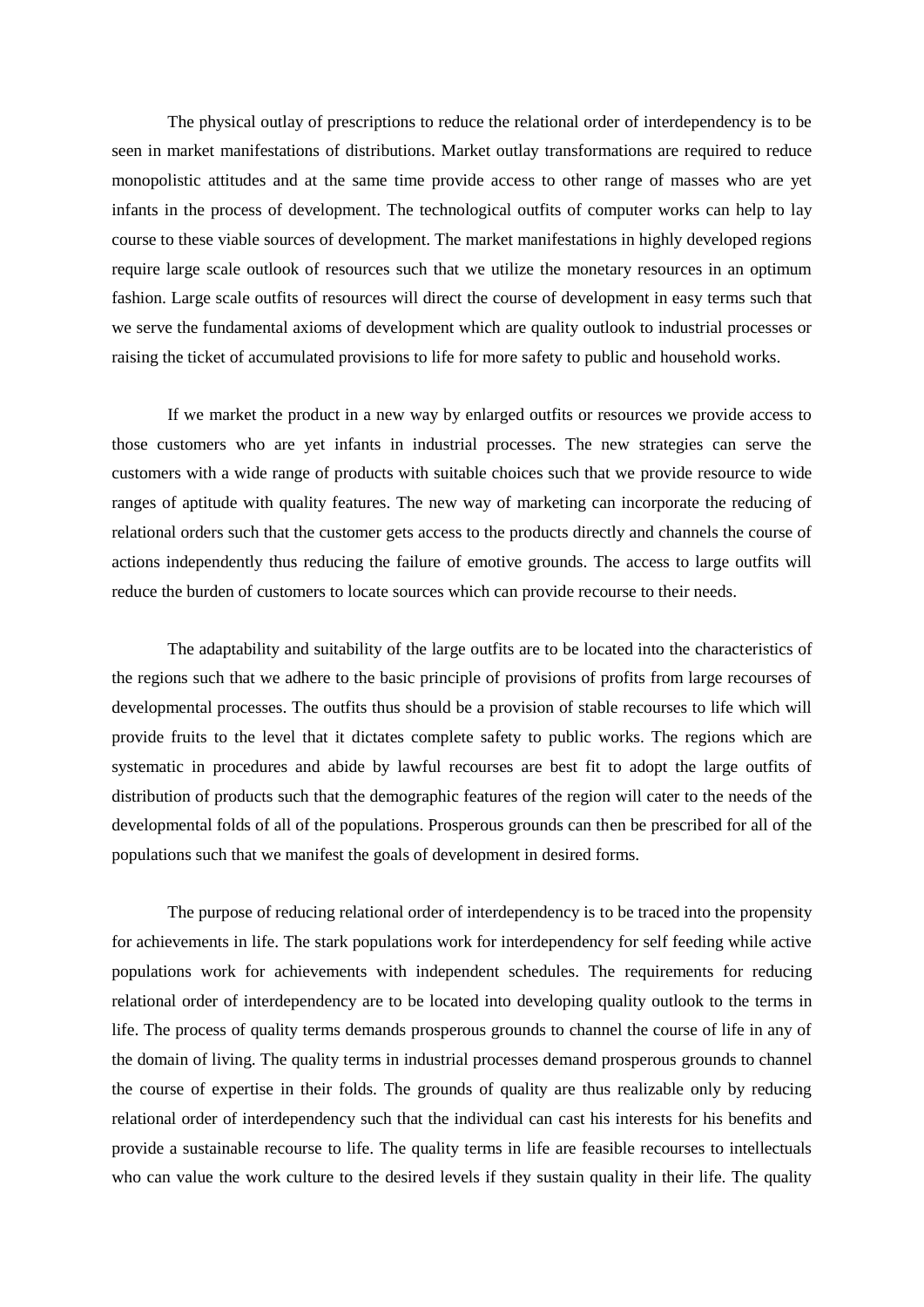The physical outlay of prescriptions to reduce the relational order of interdependency is to be seen in market manifestations of distributions. Market outlay transformations are required to reduce monopolistic attitudes and at the same time provide access to other range of masses who are yet infants in the process of development. The technological outfits of computer works can help to lay course to these viable sources of development. The market manifestations in highly developed regions require large scale outlook of resources such that we utilize the monetary resources in an optimum fashion. Large scale outfits of resources will direct the course of development in easy terms such that we serve the fundamental axioms of development which are quality outlook to industrial processes or raising the ticket of accumulated provisions to life for more safety to public and household works.

If we market the product in a new way by enlarged outfits or resources we provide access to those customers who are yet infants in industrial processes. The new strategies can serve the customers with a wide range of products with suitable choices such that we provide resource to wide ranges of aptitude with quality features. The new way of marketing can incorporate the reducing of relational orders such that the customer gets access to the products directly and channels the course of actions independently thus reducing the failure of emotive grounds. The access to large outfits will reduce the burden of customers to locate sources which can provide recourse to their needs.

The adaptability and suitability of the large outfits are to be located into the characteristics of the regions such that we adhere to the basic principle of provisions of profits from large recourses of developmental processes. The outfits thus should be a provision of stable recourses to life which will provide fruits to the level that it dictates complete safety to public works. The regions which are systematic in procedures and abide by lawful recourses are best fit to adopt the large outfits of distribution of products such that the demographic features of the region will cater to the needs of the developmental folds of all of the populations. Prosperous grounds can then be prescribed for all of the populations such that we manifest the goals of development in desired forms.

The purpose of reducing relational order of interdependency is to be traced into the propensity for achievements in life. The stark populations work for interdependency for self feeding while active populations work for achievements with independent schedules. The requirements for reducing relational order of interdependency are to be located into developing quality outlook to the terms in life. The process of quality terms demands prosperous grounds to channel the course of life in any of the domain of living. The quality terms in industrial processes demand prosperous grounds to channel the course of expertise in their folds. The grounds of quality are thus realizable only by reducing relational order of interdependency such that the individual can cast his interests for his benefits and provide a sustainable recourse to life. The quality terms in life are feasible recourses to intellectuals who can value the work culture to the desired levels if they sustain quality in their life. The quality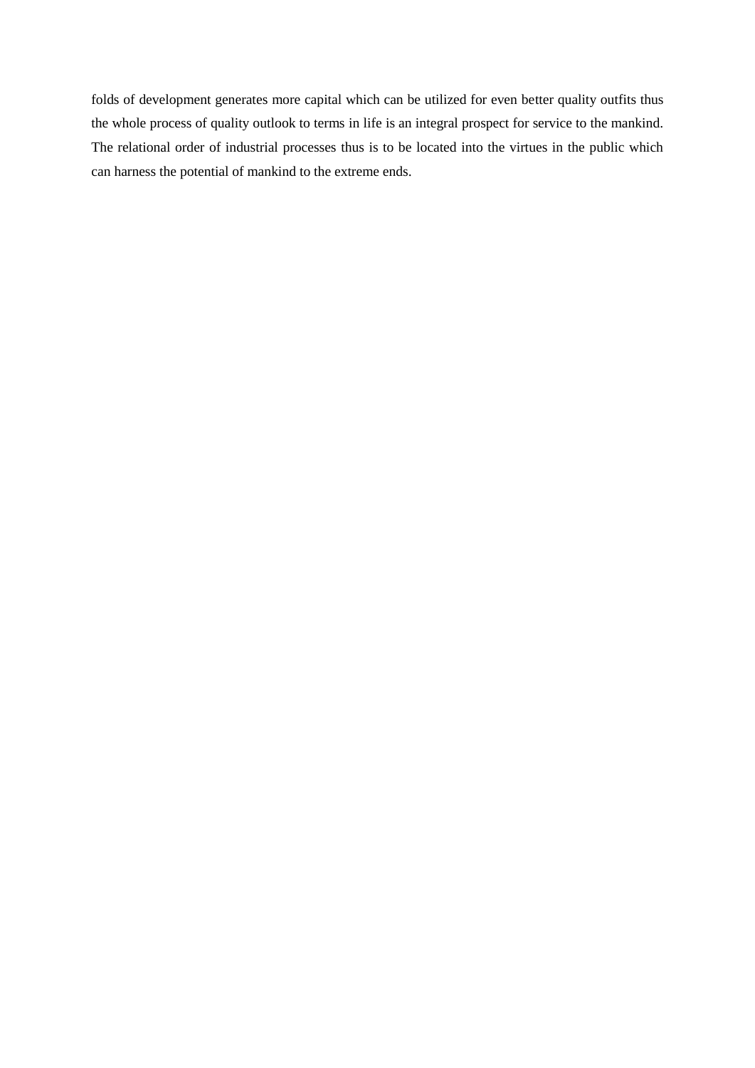folds of development generates more capital which can be utilized for even better quality outfits thus the whole process of quality outlook to terms in life is an integral prospect for service to the mankind. The relational order of industrial processes thus is to be located into the virtues in the public which can harness the potential of mankind to the extreme ends.